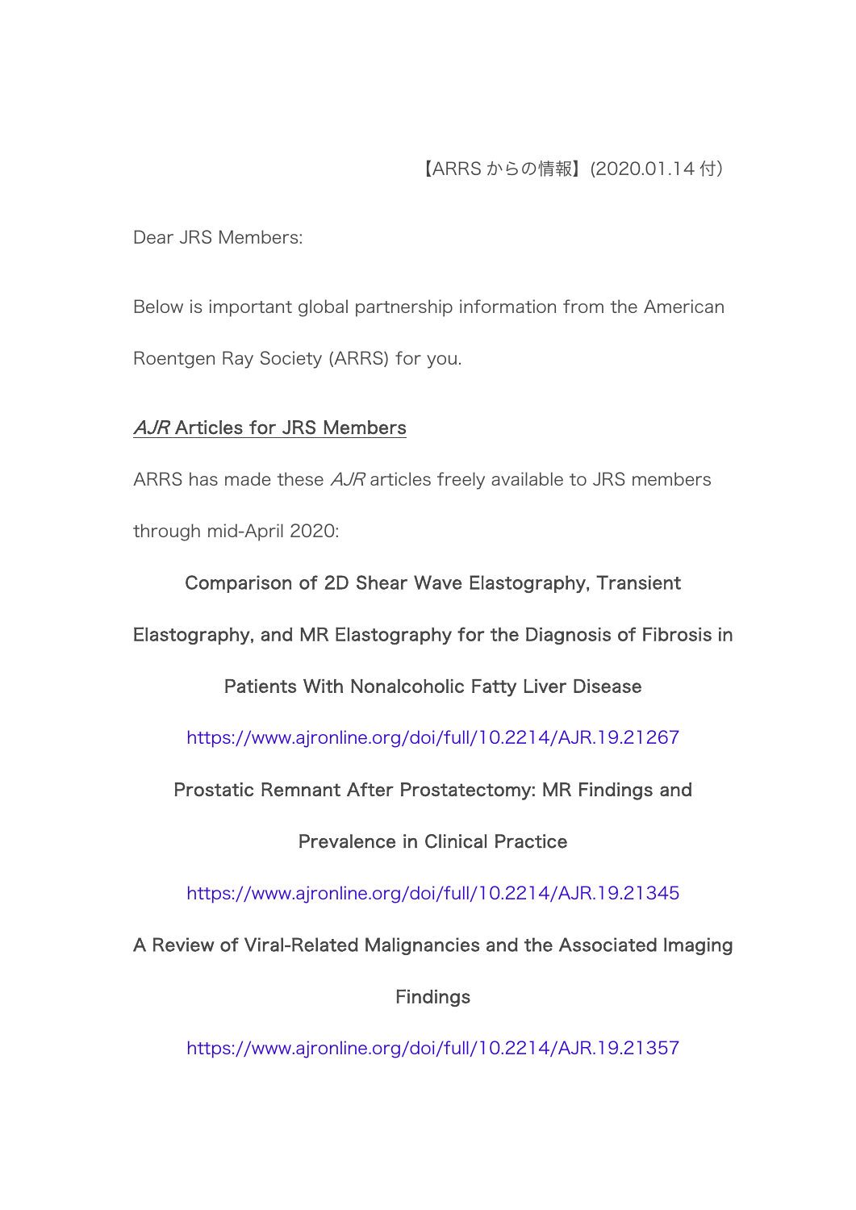【ARRS からの情報】(2020.01.14 付)

Dear JRS Members:

Below is important global partnership information from the American Roentgen Ray Society (ARRS) for you.

## *AJR* Articles for JRS Members

ARRS has made these *AJR* articles freely available to JRS members through mid-April 2020:

**Comparison of 2D Shear Wave Elastography, Transient Elastography, and MR Elastography for the Diagnosis of Fibrosis in Patients With Nonalcoholic Fatty Liver Disease**

https://www.ajronline.org/doi/full/10.2214/AJR.19.21267

**Prostatic Remnant After Prostatectomy: MR Findings and Prevalence in Clinical Practice**

https://www.ajronline.org/doi/full/10.2214/AJR.19.21345

**A Review of Viral-Related Malignancies and the Associated Imaging Findings**

https://www.ajronline.org/doi/full/10.2214/AJR.19.21357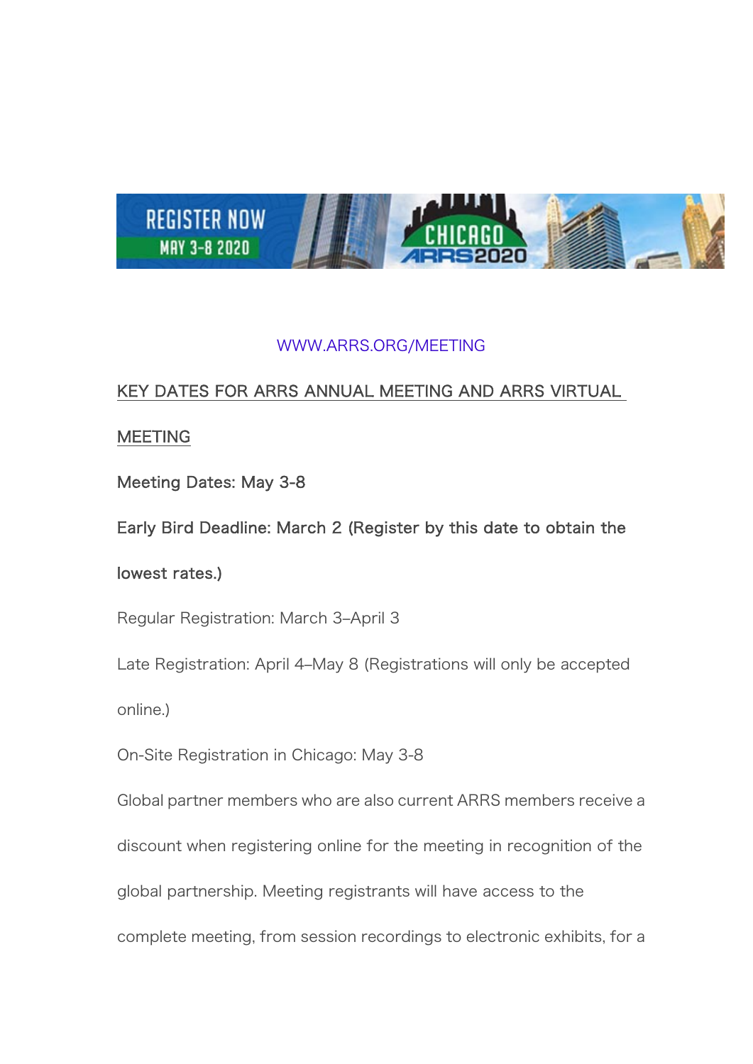WWW.ARRS.ORG/MEETING

KEY DATES FOR ARRS ANNUAL MEETING AND ARRS VIRTUAL MEETING

**Meeting Dates: May 3-8**

**Early Bird Deadline: March 2 (Register by this date to obtain the lowest rates.)**

Regular Registration: March 3–April 3

Late Registration: April 4–May 8 (Registrations will only be accepted online.)

On-Site Registration in Chicago: May 3-8

Global partner members who are also current ARRS members receive a discount when registering online for the meeting in recognition of the global partnership. Meeting registrants will have access to the complete meeting, from session recordings to electronic exhibits, for a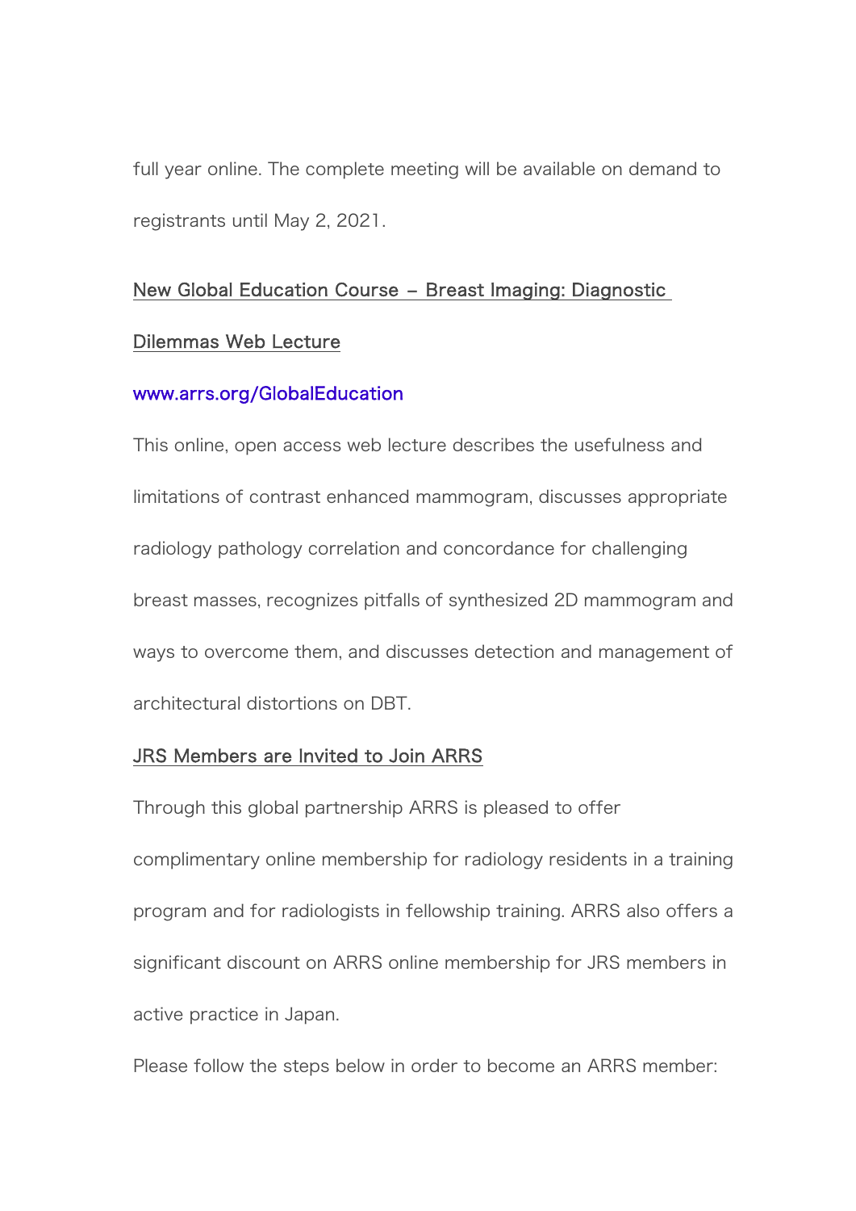full year online. The complete meeting will be available on demand to registrants until May 2, 2021.

## New Global Education Course – Breast Imaging: Diagnostic Dilemmas Web Lecture

www.arrs.org/GlobalEducation

This online, open access web lecture describes the usefulness and limitations of contrast enhanced mammogram, discusses appropriate radiology pathology correlation and concordance for challenging breast masses, recognizes pitfalls of synthesized 2D mammogram and ways to overcome them, and discusses detection and management of architectural distortions on DBT.

## JRS Members are Invited to Join ARRS

Through this global partnership ARRS is pleased to offer complimentary online membership for radiology residents in a training program and for radiologists in fellowship training. ARRS also offers a significant discount on ARRS online membership for JRS members in active practice in Japan.

Please follow the steps below in order to become an ARRS member: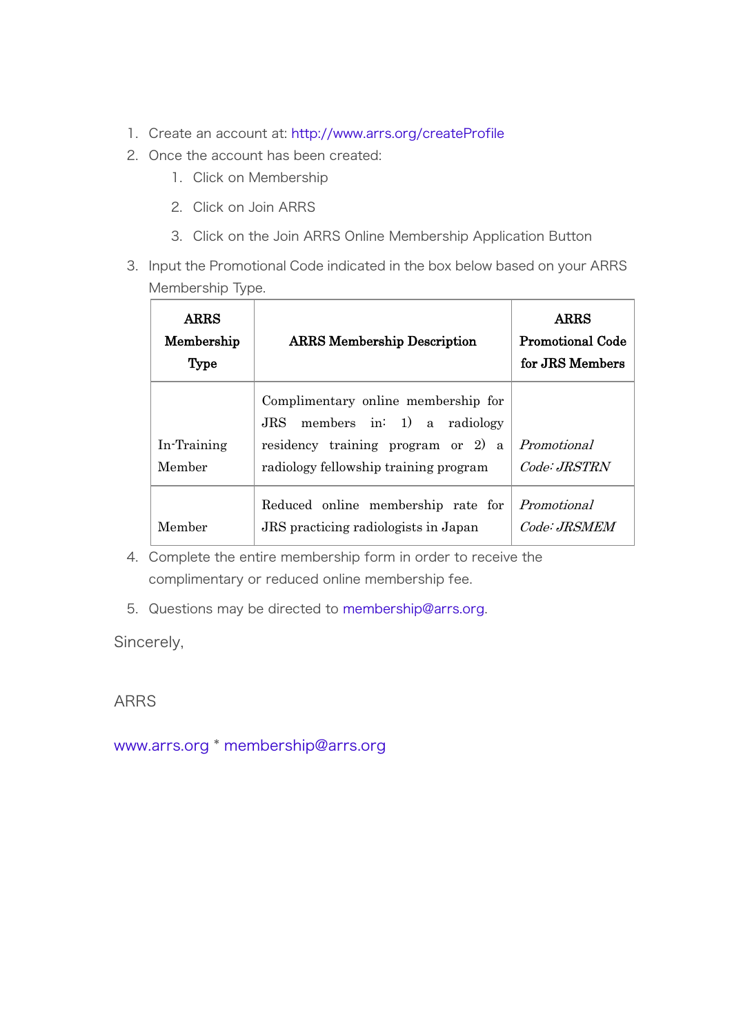1. Create an account at: http://www.arrs.org/createProfile
2. Once the account has been created:
    1. Click on Membership
    2. Click on Join ARRS
    3. Click on the Join ARRS Online Membership Application Button
3. Input the Promotional Code indicated in the box below based on your ARRS Membership Type.

| ARRS Membership Type | ARRS Membership Description | ARRS Promotional Code for JRS Members |
|---|---|---|
| In-Training Member | Complimentary online membership for JRS members in: 1) a radiology residency training program or 2) a radiology fellowship training program | *Promotional Code: JRSTRN* |
| Member | Reduced online membership rate for JRS practicing radiologists in Japan | *Promotional Code: JRSMEM* |

4. Complete the entire membership form in order to receive the complimentary or reduced online membership fee.
5. Questions may be directed to membership@arrs.org.

Sincerely,

ARRS

www.arrs.org * membership@arrs.org